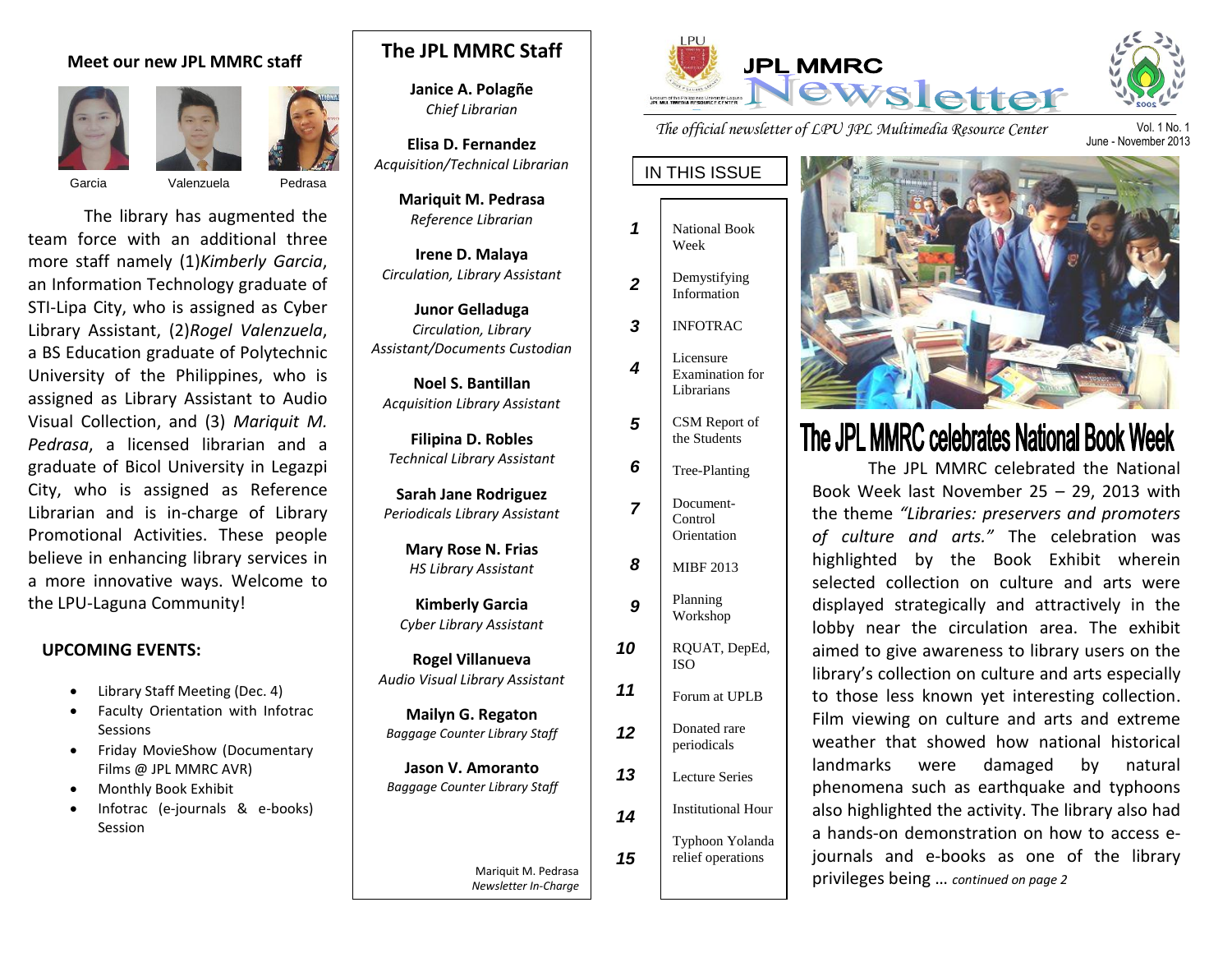# JPL MMRC Newsletter

*The official newsletter of LPU JPL Multimedia Resource Center*

Vol. 1 No. 1
June - November 2013

## The JPL MMRC celebrates National Book Week

The JPL MMRC celebrated the National Book Week last November 25 – 29, 2013 with the theme *"Libraries: preservers and promoters of culture and arts."* The celebration was highlighted by the Book Exhibit wherein selected collection on culture and arts were displayed strategically and attractively in the lobby near the circulation area. The exhibit aimed to give awareness to library users on the library's collection on culture and arts especially to those less known yet interesting collection. Film viewing on culture and arts and extreme weather that showed how national historical landmarks were damaged by natural phenomena such as earthquake and typhoons also highlighted the activity. The library also had a hands-on demonstration on how to access e-journals and e-books as one of the library privileges being … *continued on page 2*

## IN THIS ISSUE

| | |
|---|---|
| 1 | National Book Week |
| 2 | Demystifying Information |
| 3 | INFOTRAC |
| 4 | Licensure Examination for Librarians |
| 5 | CSM Report of the Students |
| 6 | Tree-Planting |
| 7 | Document-Control Orientation |
| 8 | MIBF 2013 |
| 9 | Planning Workshop |
| 10 | RQUAT, DepEd, ISO |
| 11 | Forum at UPLB |
| 12 | Donated rare periodicals |
| 13 | Lecture Series |
| 14 | Institutional Hour |
| 15 | Typhoon Yolanda relief operations |

## Meet our new JPL MMRC staff

Garcia — Valenzuela — Pedrasa

The library has augmented the team force with an additional three more staff namely (1)*Kimberly Garcia*, an Information Technology graduate of STI-Lipa City, who is assigned as Cyber Library Assistant, (2)*Rogel Valenzuela*, a BS Education graduate of Polytechnic University of the Philippines, who is assigned as Library Assistant to Audio Visual Collection, and (3) *Mariquit M. Pedrasa*, a licensed librarian and a graduate of Bicol University in Legazpi City, who is assigned as Reference Librarian and is in-charge of Library Promotional Activities. These people believe in enhancing library services in a more innovative ways. Welcome to the LPU-Laguna Community!

### UPCOMING EVENTS:

- Library Staff Meeting (Dec. 4)
- Faculty Orientation with Infotrac Sessions
- Friday MovieShow (Documentary Films @ JPL MMRC AVR)
- Monthly Book Exhibit
- Infotrac (e-journals & e-books) Session

## The JPL MMRC Staff

**Janice A. Polagñe**
*Chief Librarian*

**Elisa D. Fernandez**
*Acquisition/Technical Librarian*

**Mariquit M. Pedrasa**
*Reference Librarian*

**Irene D. Malaya**
*Circulation, Library Assistant*

**Junor Gelladuga**
*Circulation, Library Assistant/Documents Custodian*

**Noel S. Bantillan**
*Acquisition Library Assistant*

**Filipina D. Robles**
*Technical Library Assistant*

**Sarah Jane Rodriguez**
*Periodicals Library Assistant*

**Mary Rose N. Frias**
*HS Library Assistant*

**Kimberly Garcia**
*Cyber Library Assistant*

**Rogel Villanueva**
*Audio Visual Library Assistant*

**Mailyn G. Regaton**
*Baggage Counter Library Staff*

**Jason V. Amoranto**
*Baggage Counter Library Staff*

Mariquit M. Pedrasa
*Newsletter In-Charge*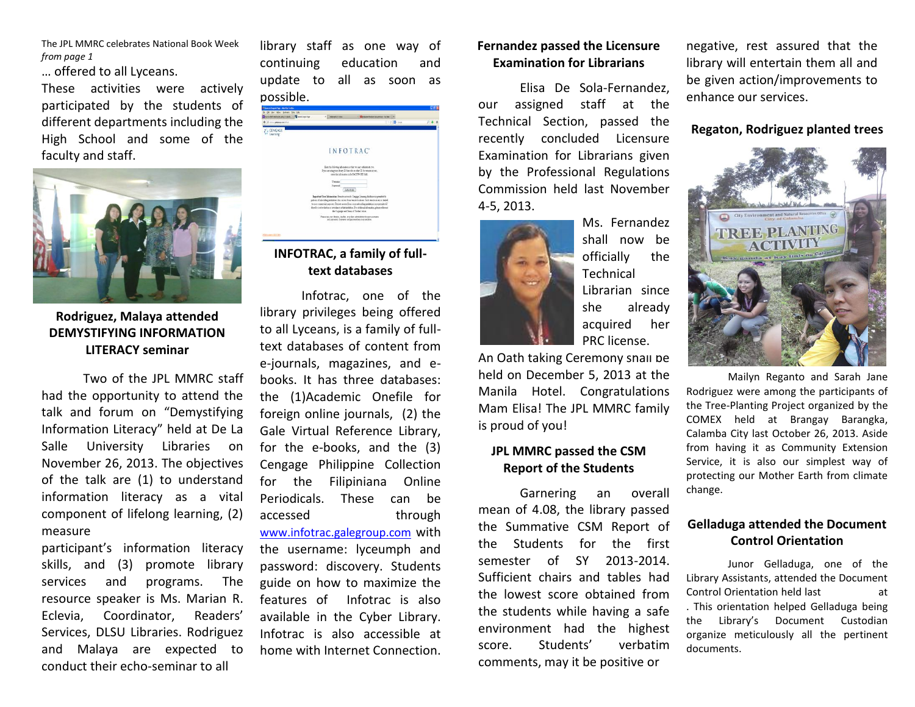The JPL MMRC celebrates National Book Week
*from page 1*

… offered to all Lyceans.

These activities were actively participated by the students of different departments including the High School and some of the faculty and staff.

## Rodriguez, Malaya attended DEMYSTIFYING INFORMATION LITERACY seminar

Two of the JPL MMRC staff had the opportunity to attend the talk and forum on "Demystifying Information Literacy" held at De La Salle University Libraries on November 26, 2013. The objectives of the talk are (1) to understand information literacy as a vital component of lifelong learning, (2) measure participant's information literacy skills, and (3) promote library services and programs. The resource speaker is Ms. Marian R. Eclevia, Coordinator, Readers' Services, DLSU Libraries. Rodriguez and Malaya are expected to conduct their echo-seminar to all library staff as one way of continuing education and update to all as soon as possible.

## INFOTRAC, a family of full-text databases

Infotrac, one of the library privileges being offered to all Lyceans, is a family of full-text databases of content from e-journals, magazines, and e-books. It has three databases: the (1)Academic Onefile for foreign online journals, (2) the Gale Virtual Reference Library, for the e-books, and the (3) Cengage Philippine Collection for the Filipiniana Online Periodicals. These can be accessed through www.infotrac.galegroup.com with the username: lyceumph and password: discovery. Students guide on how to maximize the features of Infotrac is also available in the Cyber Library. Infotrac is also accessible at home with Internet Connection.

## Fernandez passed the Licensure Examination for Librarians

Elisa De Sola-Fernandez, our assigned staff at the Technical Section, passed the recently concluded Licensure Examination for Librarians given by the Professional Regulations Commission held last November 4-5, 2013.

Ms. Fernandez shall now be officially the Technical Librarian since she already acquired her PRC license. An Oath taking Ceremony shall be held on December 5, 2013 at the Manila Hotel. Congratulations Mam Elisa! The JPL MMRC family is proud of you!

## JPL MMRC passed the CSM Report of the Students

Garnering an overall mean of 4.08, the library passed the Summative CSM Report of the Students for the first semester of SY 2013-2014. Sufficient chairs and tables had the lowest score obtained from the students while having a safe environment had the highest score. Students' verbatim comments, may it be positive or negative, rest assured that the library will entertain them all and be given action/improvements to enhance our services.

## Regaton, Rodriguez planted trees

Mailyn Reganto and Sarah Jane Rodriguez were among the participants of the Tree-Planting Project organized by the COMEX held at Brangay Barangka, Calamba City last October 26, 2013. Aside from having it as Community Extension Service, it is also our simplest way of protecting our Mother Earth from climate change.

## Gelladuga attended the Document Control Orientation

Junor Gelladuga, one of the Library Assistants, attended the Document Control Orientation held last at . This orientation helped Gelladuga being the Library's Document Custodian organize meticulously all the pertinent documents.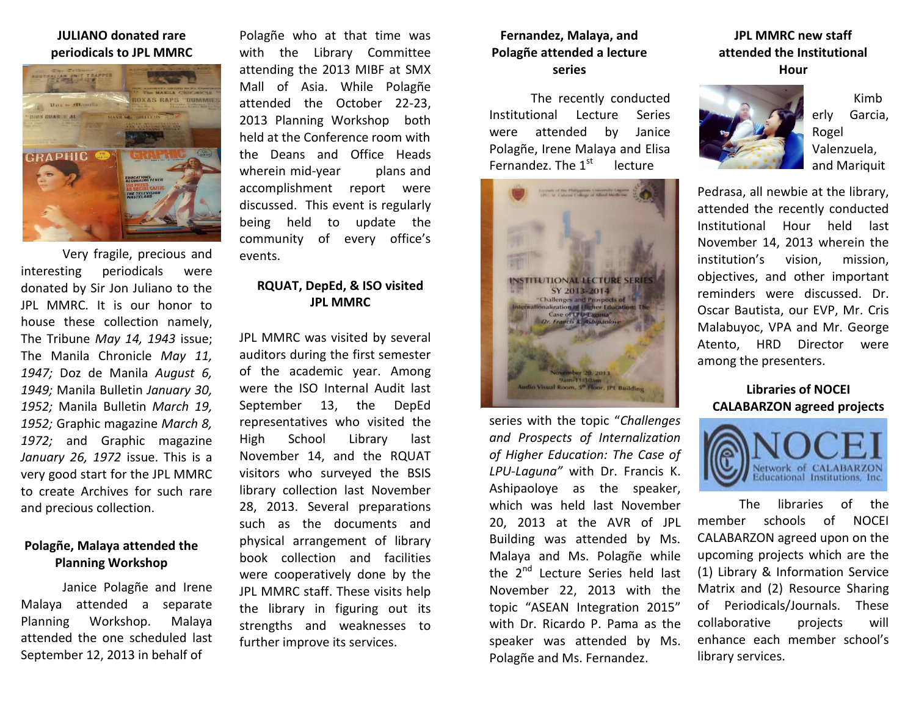## JULIANO donated rare periodicals to JPL MMRC

Very fragile, precious and interesting periodicals were donated by Sir Jon Juliano to the JPL MMRC. It is our honor to house these collection namely, The Tribune *May 14, 1943* issue; The Manila Chronicle *May 11, 1947;* Doz de Manila *August 6, 1949;* Manila Bulletin *January 30, 1952;* Manila Bulletin *March 19, 1952;* Graphic magazine *March 8, 1972;* and Graphic magazine *January 26, 1972* issue. This is a very good start for the JPL MMRC to create Archives for such rare and precious collection.

## Polagñe, Malaya attended the Planning Workshop

Janice Polagñe and Irene Malaya attended a separate Planning Workshop. Malaya attended the one scheduled last September 12, 2013 in behalf of Polagñe who at that time was with the Library Committee attending the 2013 MIBF at SMX Mall of Asia. While Polagñe attended the October 22-23, 2013 Planning Workshop both held at the Conference room with the Deans and Office Heads wherein mid-year plans and accomplishment report were discussed. This event is regularly being held to update the community of every office's events.

## RQUAT, DepEd, & ISO visited JPL MMRC

JPL MMRC was visited by several auditors during the first semester of the academic year. Among were the ISO Internal Audit last September 13, the DepEd representatives who visited the High School Library last November 14, and the RQUAT visitors who surveyed the BSIS library collection last November 28, 2013. Several preparations such as the documents and physical arrangement of library book collection and facilities were cooperatively done by the JPL MMRC staff. These visits help the library in figuring out its strengths and weaknesses to further improve its services.

## Fernandez, Malaya, and Polagñe attended a lecture series

The recently conducted Institutional Lecture Series were attended by Janice Polagñe, Irene Malaya and Elisa Fernandez. The 1st lecture series with the topic "*Challenges and Prospects of Internationalization of Higher Education: The Case of LPU-Laguna"* with Dr. Francis K. Ashipaoloye as the speaker, which was held last November 20, 2013 at the AVR of JPL Building was attended by Ms. Malaya and Ms. Polagñe while the 2nd Lecture Series held last November 22, 2013 with the topic "ASEAN Integration 2015" with Dr. Ricardo P. Pama as the speaker was attended by Ms. Polagñe and Ms. Fernandez.

## JPL MMRC new staff attended the Institutional Hour

Kimberly Garcia, Rogel Valenzuela, and Mariquit Pedrasa, all newbie at the library, attended the recently conducted Institutional Hour held last November 14, 2013 wherein the institution's vision, mission, objectives, and other important reminders were discussed. Dr. Oscar Bautista, our EVP, Mr. Cris Malabuyoc, VPA and Mr. George Atento, HRD Director were among the presenters.

## Libraries of NOCEI CALABARZON agreed projects

The libraries of the member schools of NOCEI CALABARZON agreed upon on the upcoming projects which are the (1) Library & Information Service Matrix and (2) Resource Sharing of Periodicals/Journals. These collaborative projects will enhance each member school's library services.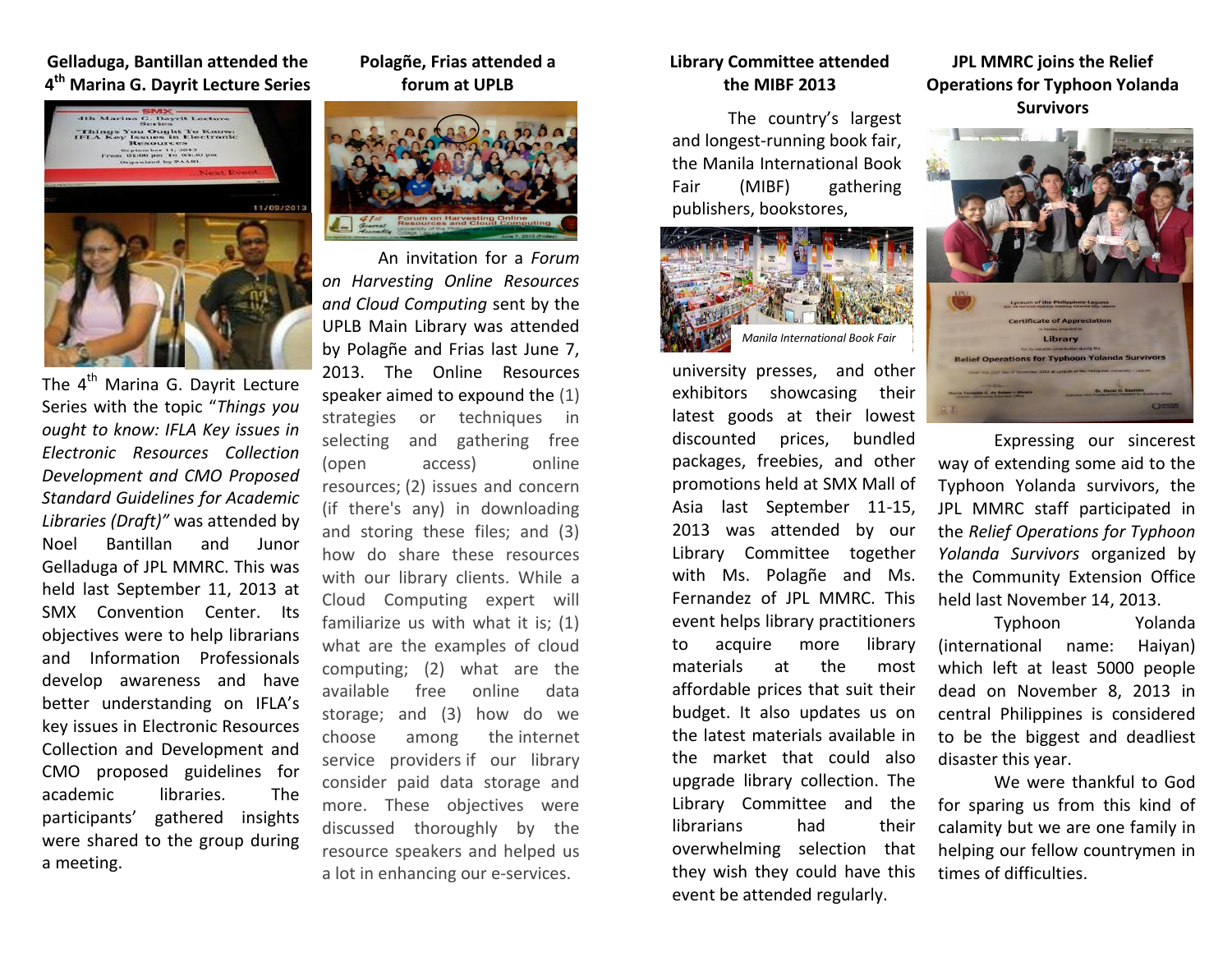## Gelladuga, Bantillan attended the 4th Marina G. Dayrit Lecture Series

The 4th Marina G. Dayrit Lecture Series with the topic "*Things you ought to know: IFLA Key issues in Electronic Resources Collection Development and CMO Proposed Standard Guidelines for Academic Libraries (Draft)"* was attended by Noel Bantillan and Junor Gelladuga of JPL MMRC. This was held last September 11, 2013 at SMX Convention Center. Its objectives were to help librarians and Information Professionals develop awareness and have better understanding on IFLA's key issues in Electronic Resources Collection and Development and CMO proposed guidelines for academic libraries. The participants' gathered insights were shared to the group during a meeting.

## Polagñe, Frias attended a forum at UPLB

An invitation for a *Forum on Harvesting Online Resources and Cloud Computing* sent by the UPLB Main Library was attended by Polagñe and Frias last June 7, 2013. The Online Resources speaker aimed to expound the (1) strategies or techniques in selecting and gathering free (open access) online resources; (2) issues and concern (if there's any) in downloading and storing these files; and (3) how do share these resources with our library clients. While a Cloud Computing expert will familiarize us with what it is; (1) what are the examples of cloud computing; (2) what are the available free online data storage; and (3) how do we choose among the internet service providers if our library consider paid data storage and more. These objectives were discussed thoroughly by the resource speakers and helped us a lot in enhancing our e-services.

## Library Committee attended the MIBF 2013

The country's largest and longest-running book fair, the Manila International Book Fair (MIBF) gathering publishers, bookstores, university presses, and other exhibitors showcasing their latest goods at their lowest discounted prices, bundled packages, freebies, and other promotions held at SMX Mall of Asia last September 11-15, 2013 was attended by our Library Committee together with Ms. Polagñe and Ms. Fernandez of JPL MMRC. This event helps library practitioners to acquire more library materials at the most affordable prices that suit their budget. It also updates us on the latest materials available in the market that could also upgrade library collection. The Library Committee and the librarians had their overwhelming selection that they wish they could have this event be attended regularly.

*Manila International Book Fair*

## JPL MMRC joins the Relief Operations for Typhoon Yolanda Survivors

Expressing our sincerest way of extending some aid to the Typhoon Yolanda survivors, the JPL MMRC staff participated in the *Relief Operations for Typhoon Yolanda Survivors* organized by the Community Extension Office held last November 14, 2013.

Typhoon Yolanda (international name: Haiyan) which left at least 5000 people dead on November 8, 2013 in central Philippines is considered to be the biggest and deadliest disaster this year.

We were thankful to God for sparing us from this kind of calamity but we are one family in helping our fellow countrymen in times of difficulties.